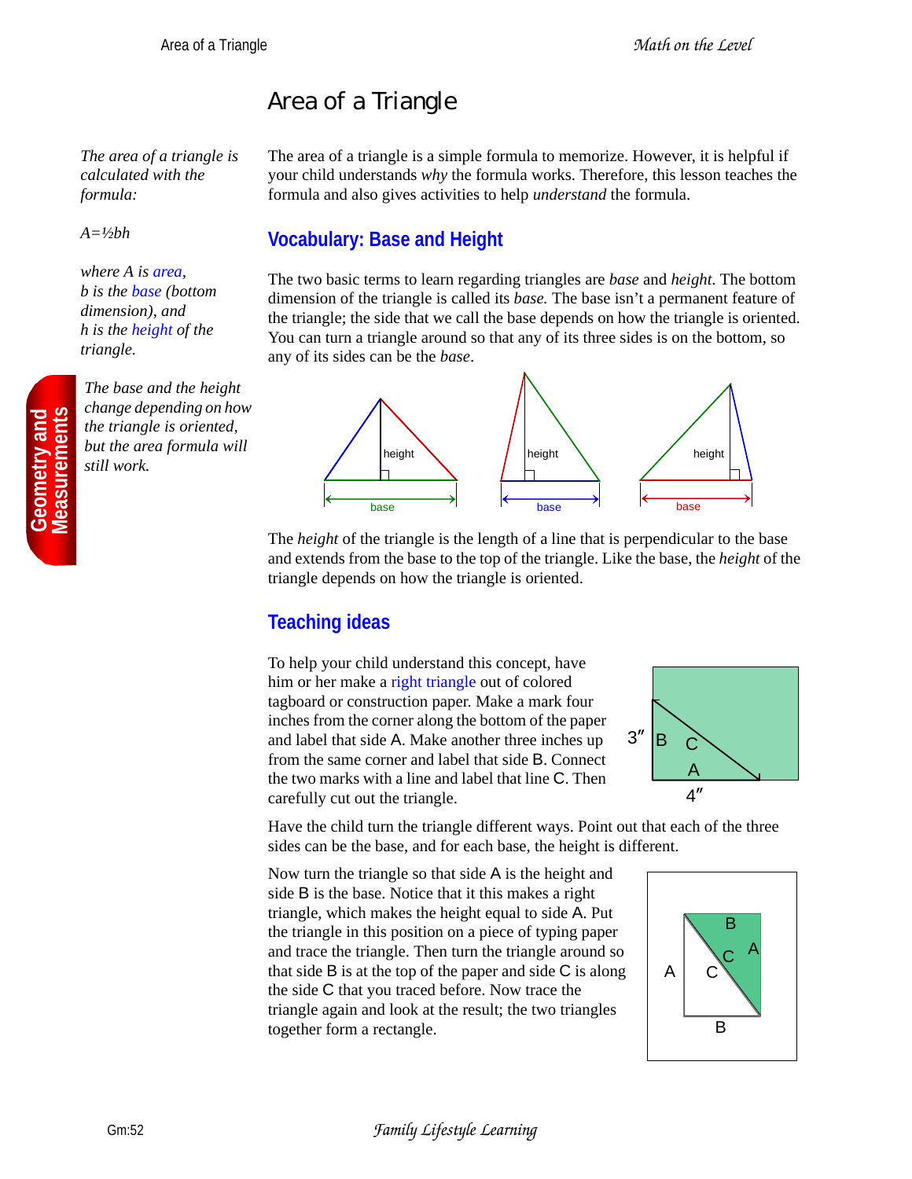# Area of a Triangle

*The area of a triangle is calculated with the formula:*

*A=½bh*

*where A is area, b is the base (bottom dimension), and h is the height of the triangle.*

*The base and the height change depending on how the triangle is oriented, but the area formula will still work.*

The area of a triangle is a simple formula to memorize. However, it is helpful if your child understands *why* the formula works. Therefore, this lesson teaches the formula and also gives activities to help *understand* the formula.

## Vocabulary: Base and Height

The two basic terms to learn regarding triangles are *base* and *height*. The bottom dimension of the triangle is called its *base.* The base isn't a permanent feature of the triangle; the side that we call the base depends on how the triangle is oriented. You can turn a triangle around so that any of its three sides is on the bottom, so any of its sides can be the *base*.

The *height* of the triangle is the length of a line that is perpendicular to the base and extends from the base to the top of the triangle. Like the base, the *height* of the triangle depends on how the triangle is oriented.

## Teaching ideas

To help your child understand this concept, have him or her make a right triangle out of colored tagboard or construction paper. Make a mark four inches from the corner along the bottom of the paper and label that side A. Make another three inches up from the same corner and label that side B. Connect the two marks with a line and label that line C. Then carefully cut out the triangle.

Have the child turn the triangle different ways. Point out that each of the three sides can be the base, and for each base, the height is different.

Now turn the triangle so that side A is the height and side B is the base. Notice that it this makes a right triangle, which makes the height equal to side A. Put the triangle in this position on a piece of typing paper and trace the triangle. Then turn the triangle around so that side B is at the top of the paper and side C is along the side C that you traced before. Now trace the triangle again and look at the result; the two triangles together form a rectangle.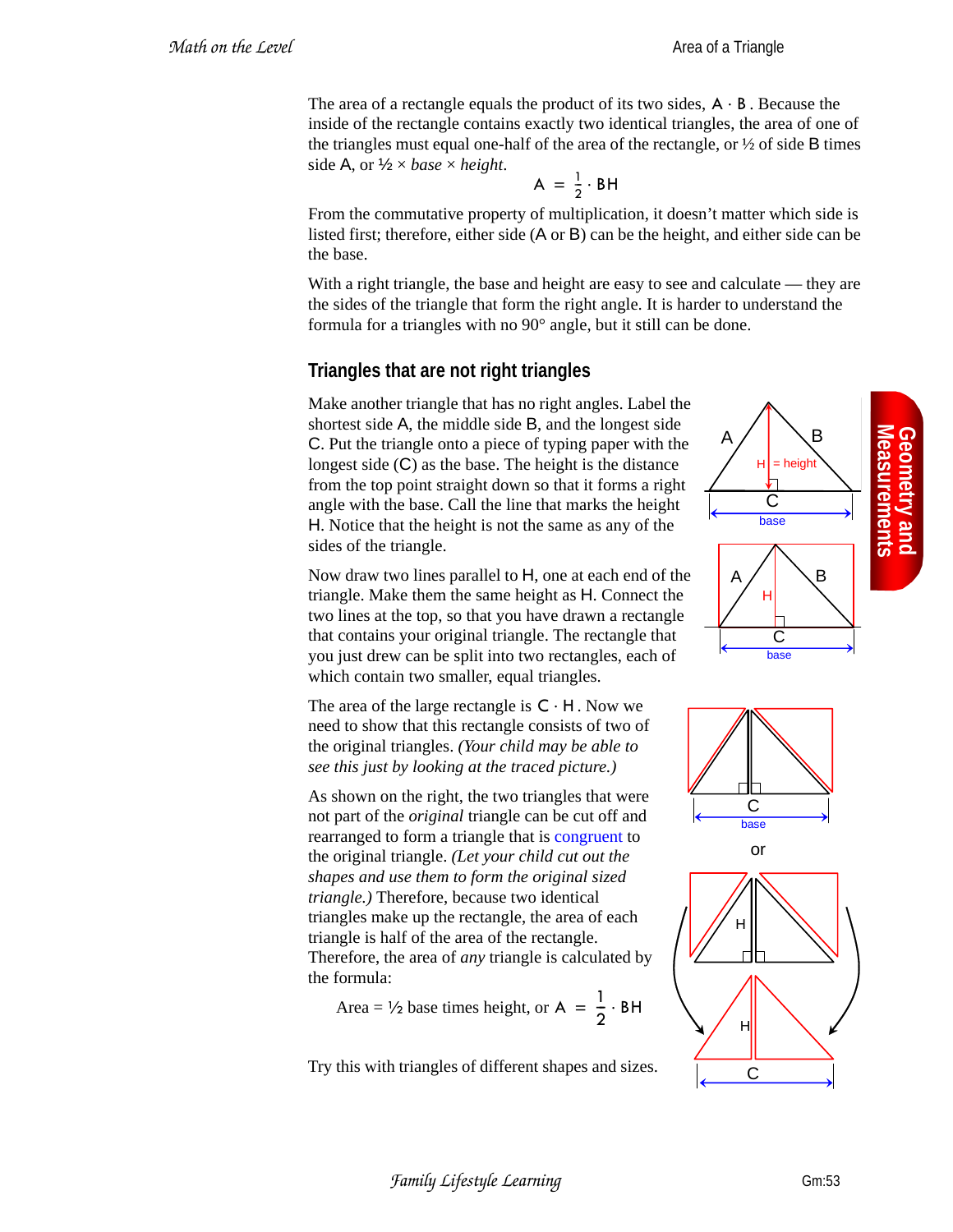The area of a rectangle equals the product of its two sides, $A \cdot B$. Because the inside of the rectangle contains exactly two identical triangles, the area of one of the triangles must equal one-half of the area of the rectangle, or ½ of side B times side A, or ½ × *base* × *height*.

$$A = \frac{1}{2} \cdot BH$$

From the commutative property of multiplication, it doesn't matter which side is listed first; therefore, either side (A or B) can be the height, and either side can be the base.

With a right triangle, the base and height are easy to see and calculate — they are the sides of the triangle that form the right angle. It is harder to understand the formula for a triangles with no 90° angle, but it still can be done.

## Triangles that are not right triangles

Make another triangle that has no right angles. Label the shortest side A, the middle side B, and the longest side C. Put the triangle onto a piece of typing paper with the longest side (C) as the base. The height is the distance from the top point straight down so that it forms a right angle with the base. Call the line that marks the height H. Notice that the height is not the same as any of the sides of the triangle.

A
B
H = height
C
base

Now draw two lines parallel to H, one at each end of the triangle. Make them the same height as H. Connect the two lines at the top, so that you have drawn a rectangle that contains your original triangle. The rectangle that you just drew can be split into two rectangles, each of which contain two smaller, equal triangles.

A
B
H
C
base

The area of the large rectangle is $C \cdot H$. Now we need to show that this rectangle consists of two of the original triangles. *(Your child may be able to see this just by looking at the traced picture.)*

C
base

or

As shown on the right, the two triangles that were not part of the *original* triangle can be cut off and rearranged to form a triangle that is congruent to the original triangle. *(Let your child cut out the shapes and use them to form the original sized triangle.)* Therefore, because two identical triangles make up the rectangle, the area of each triangle is half of the area of the rectangle. Therefore, the area of *any* triangle is calculated by the formula:

H
H
C

Area = ½ base times height, or $A = \frac{1}{2} \cdot BH$

Try this with triangles of different shapes and sizes.